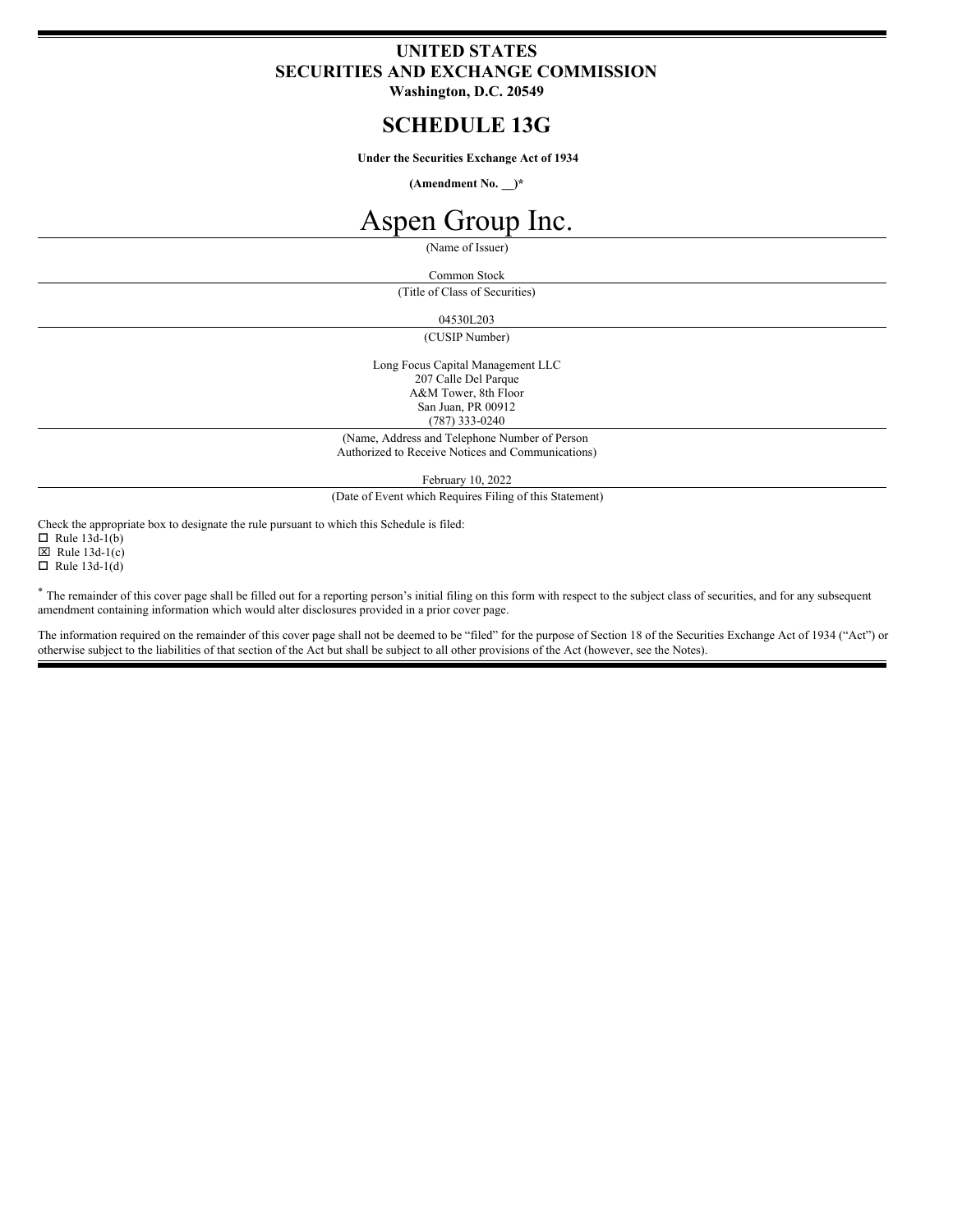# UNITED STATES
# SECURITIES AND EXCHANGE COMMISSION
**Washington, D.C. 20549**

# SCHEDULE 13G

**Under the Securities Exchange Act of 1934**

**(Amendment No. __)***

# Aspen Group Inc.

(Name of Issuer)

Common Stock

(Title of Class of Securities)

04530L203

(CUSIP Number)

Long Focus Capital Management LLC
207 Calle Del Parque
A&M Tower, 8th Floor
San Juan, PR 00912
(787) 333-0240

(Name, Address and Telephone Number of Person Authorized to Receive Notices and Communications)

February 10, 2022

(Date of Event which Requires Filing of this Statement)

Check the appropriate box to designate the rule pursuant to which this Schedule is filed:

☐ Rule 13d-1(b)
☒ Rule 13d-1(c)
☐ Rule 13d-1(d)

* The remainder of this cover page shall be filled out for a reporting person's initial filing on this form with respect to the subject class of securities, and for any subsequent amendment containing information which would alter disclosures provided in a prior cover page.

The information required on the remainder of this cover page shall not be deemed to be "filed" for the purpose of Section 18 of the Securities Exchange Act of 1934 ("Act") or otherwise subject to the liabilities of that section of the Act but shall be subject to all other provisions of the Act (however, see the Notes).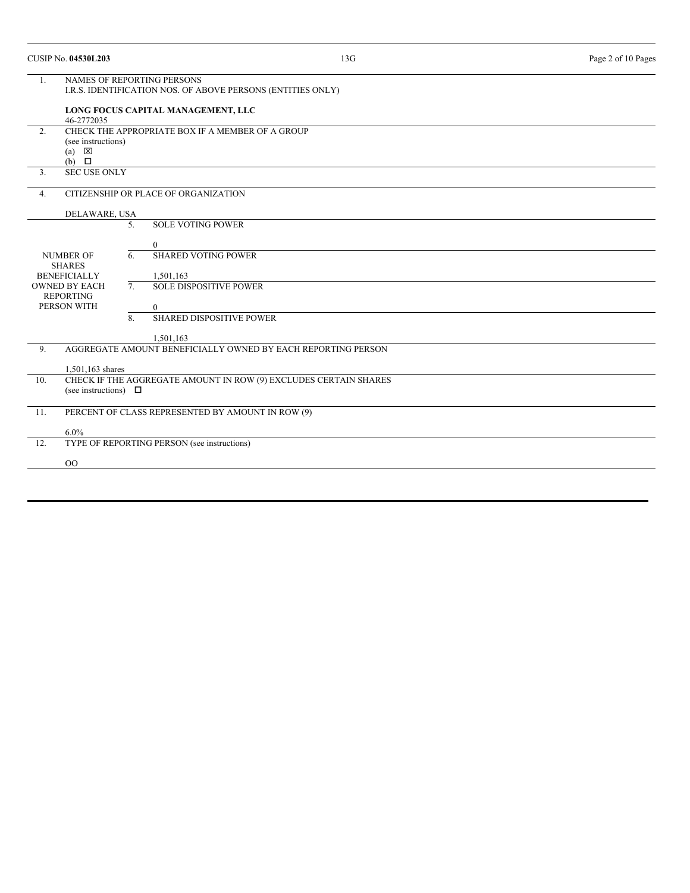CUSIP No. **04530L203** 13G

| | | |
|---|---|---|
| 1. | NAMES OF REPORTING PERSONS<br>I.R.S. IDENTIFICATION NOS. OF ABOVE PERSONS (ENTITIES ONLY)<br><br>**LONG FOCUS CAPITAL MANAGEMENT, LLC**<br>46-2772035 | |
| 2. | CHECK THE APPROPRIATE BOX IF A MEMBER OF A GROUP<br>(see instructions)<br>(a) ☒<br>(b) ☐ | |
| 3. | SEC USE ONLY | |
| 4. | CITIZENSHIP OR PLACE OF ORGANIZATION<br><br>DELAWARE, USA | |
| NUMBER OF SHARES BENEFICIALLY OWNED BY EACH REPORTING PERSON WITH | 5. | SOLE VOTING POWER<br><br>0 |
| | 6. | SHARED VOTING POWER<br><br>1,501,163 |
| | 7. | SOLE DISPOSITIVE POWER<br><br>0 |
| | 8. | SHARED DISPOSITIVE POWER<br><br>1,501,163 |
| 9. | AGGREGATE AMOUNT BENEFICIALLY OWNED BY EACH REPORTING PERSON<br><br>1,501,163 shares | |
| 10. | CHECK IF THE AGGREGATE AMOUNT IN ROW (9) EXCLUDES CERTAIN SHARES<br>(see instructions) ☐ | |
| 11. | PERCENT OF CLASS REPRESENTED BY AMOUNT IN ROW (9)<br><br>6.0% | |
| 12. | TYPE OF REPORTING PERSON (see instructions)<br><br>OO | |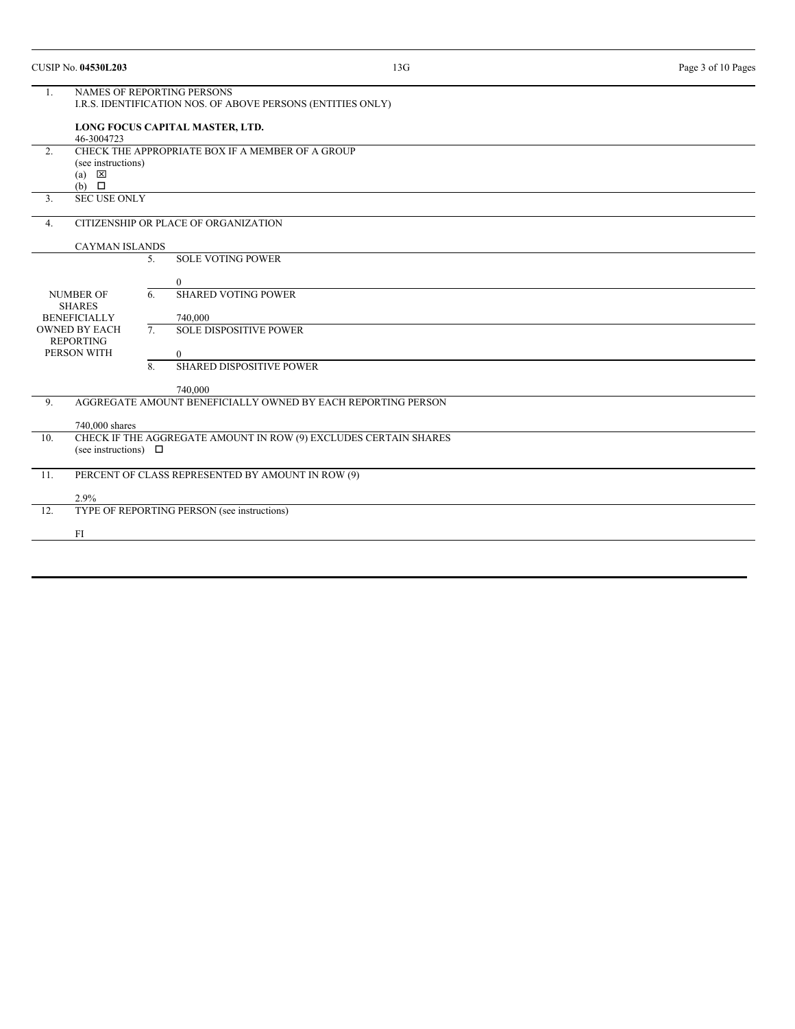CUSIP No. **04530L203** | 13G

| | | |
|---|---|---|
| 1. | NAMES OF REPORTING PERSONS<br>I.R.S. IDENTIFICATION NOS. OF ABOVE PERSONS (ENTITIES ONLY)<br><br>**LONG FOCUS CAPITAL MASTER, LTD.**<br>46-3004723 | |
| 2. | CHECK THE APPROPRIATE BOX IF A MEMBER OF A GROUP<br>(see instructions)<br>(a) ☒<br>(b) ☐ | |
| 3. | SEC USE ONLY | |
| 4. | CITIZENSHIP OR PLACE OF ORGANIZATION<br><br>CAYMAN ISLANDS | |
| NUMBER OF SHARES BENEFICIALLY OWNED BY EACH REPORTING PERSON WITH | 5. | SOLE VOTING POWER<br><br>0 |
| | 6. | SHARED VOTING POWER<br><br>740,000 |
| | 7. | SOLE DISPOSITIVE POWER<br><br>0 |
| | 8. | SHARED DISPOSITIVE POWER<br><br>740,000 |
| 9. | AGGREGATE AMOUNT BENEFICIALLY OWNED BY EACH REPORTING PERSON<br><br>740,000 shares | |
| 10. | CHECK IF THE AGGREGATE AMOUNT IN ROW (9) EXCLUDES CERTAIN SHARES<br>(see instructions) ☐ | |
| 11. | PERCENT OF CLASS REPRESENTED BY AMOUNT IN ROW (9)<br><br>2.9% | |
| 12. | TYPE OF REPORTING PERSON (see instructions)<br><br>FI | |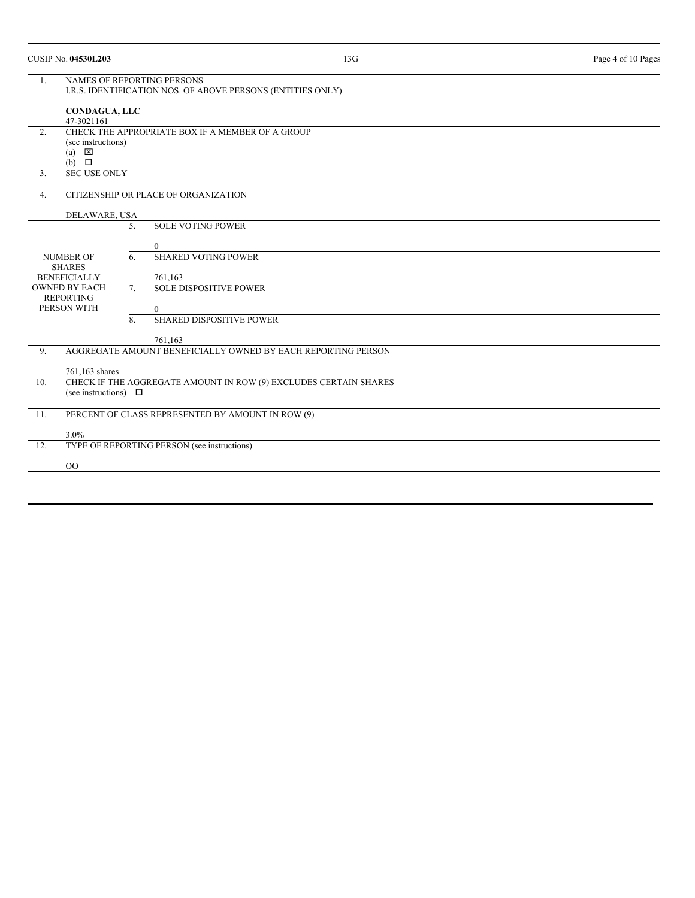CUSIP No. **04530L203** 13G

| | | | |
|---|---|---|---|
| 1. | NAMES OF REPORTING PERSONS<br>I.R.S. IDENTIFICATION NOS. OF ABOVE PERSONS (ENTITIES ONLY)<br><br>**CONDAGUA, LLC**<br>47-3021161 | | |
| 2. | CHECK THE APPROPRIATE BOX IF A MEMBER OF A GROUP<br>(see instructions)<br>(a) ☒<br>(b) ☐ | | |
| 3. | SEC USE ONLY | | |
| 4. | CITIZENSHIP OR PLACE OF ORGANIZATION<br><br>DELAWARE, USA | | |
| NUMBER OF SHARES BENEFICIALLY OWNED BY EACH REPORTING PERSON WITH | | 5. | SOLE VOTING POWER<br><br>0 |
| | | 6. | SHARED VOTING POWER<br><br>761,163 |
| | | 7. | SOLE DISPOSITIVE POWER<br><br>0 |
| | | 8. | SHARED DISPOSITIVE POWER<br><br>761,163 |
| 9. | AGGREGATE AMOUNT BENEFICIALLY OWNED BY EACH REPORTING PERSON<br><br>761,163 shares | | |
| 10. | CHECK IF THE AGGREGATE AMOUNT IN ROW (9) EXCLUDES CERTAIN SHARES<br>(see instructions) ☐ | | |
| 11. | PERCENT OF CLASS REPRESENTED BY AMOUNT IN ROW (9)<br><br>3.0% | | |
| 12. | TYPE OF REPORTING PERSON (see instructions)<br><br>OO | | |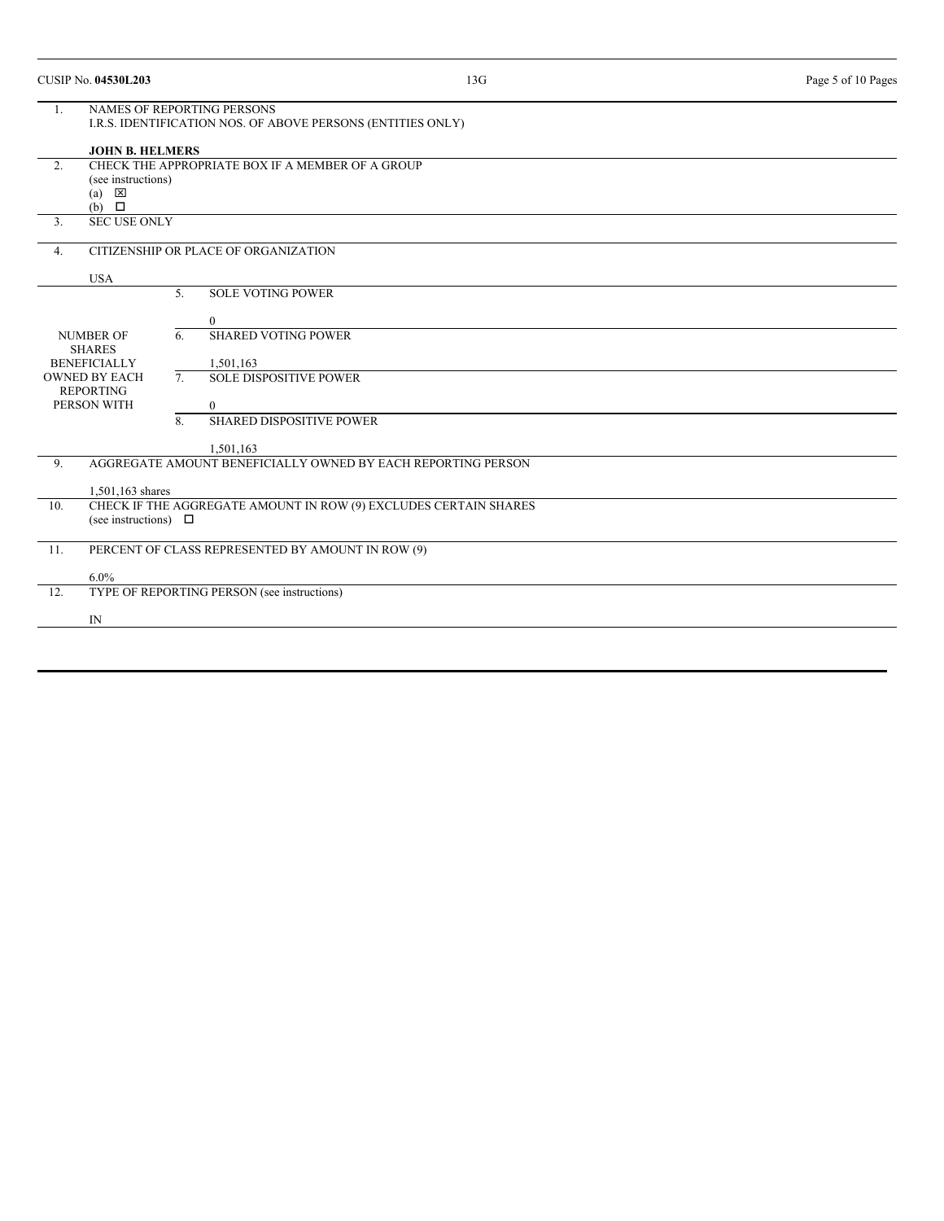CUSIP No. **04530L203** 13G

| | | | |
|---|---|---|---|
| 1. | NAMES OF REPORTING PERSONS<br>I.R.S. IDENTIFICATION NOS. OF ABOVE PERSONS (ENTITIES ONLY)<br><br>**JOHN B. HELMERS** | | |
| 2. | CHECK THE APPROPRIATE BOX IF A MEMBER OF A GROUP<br>(see instructions)<br>(a) ☒<br>(b) ☐ | | |
| 3. | SEC USE ONLY | | |
| 4. | CITIZENSHIP OR PLACE OF ORGANIZATION<br><br>USA | | |
| NUMBER OF SHARES BENEFICIALLY OWNED BY EACH REPORTING PERSON WITH | | 5. | SOLE VOTING POWER<br><br>0 |
| | | 6. | SHARED VOTING POWER<br><br>1,501,163 |
| | | 7. | SOLE DISPOSITIVE POWER<br><br>0 |
| | | 8. | SHARED DISPOSITIVE POWER<br><br>1,501,163 |
| 9. | AGGREGATE AMOUNT BENEFICIALLY OWNED BY EACH REPORTING PERSON<br><br>1,501,163 shares | | |
| 10. | CHECK IF THE AGGREGATE AMOUNT IN ROW (9) EXCLUDES CERTAIN SHARES<br>(see instructions) ☐ | | |
| 11. | PERCENT OF CLASS REPRESENTED BY AMOUNT IN ROW (9)<br><br>6.0% | | |
| 12. | TYPE OF REPORTING PERSON (see instructions)<br><br>IN | | |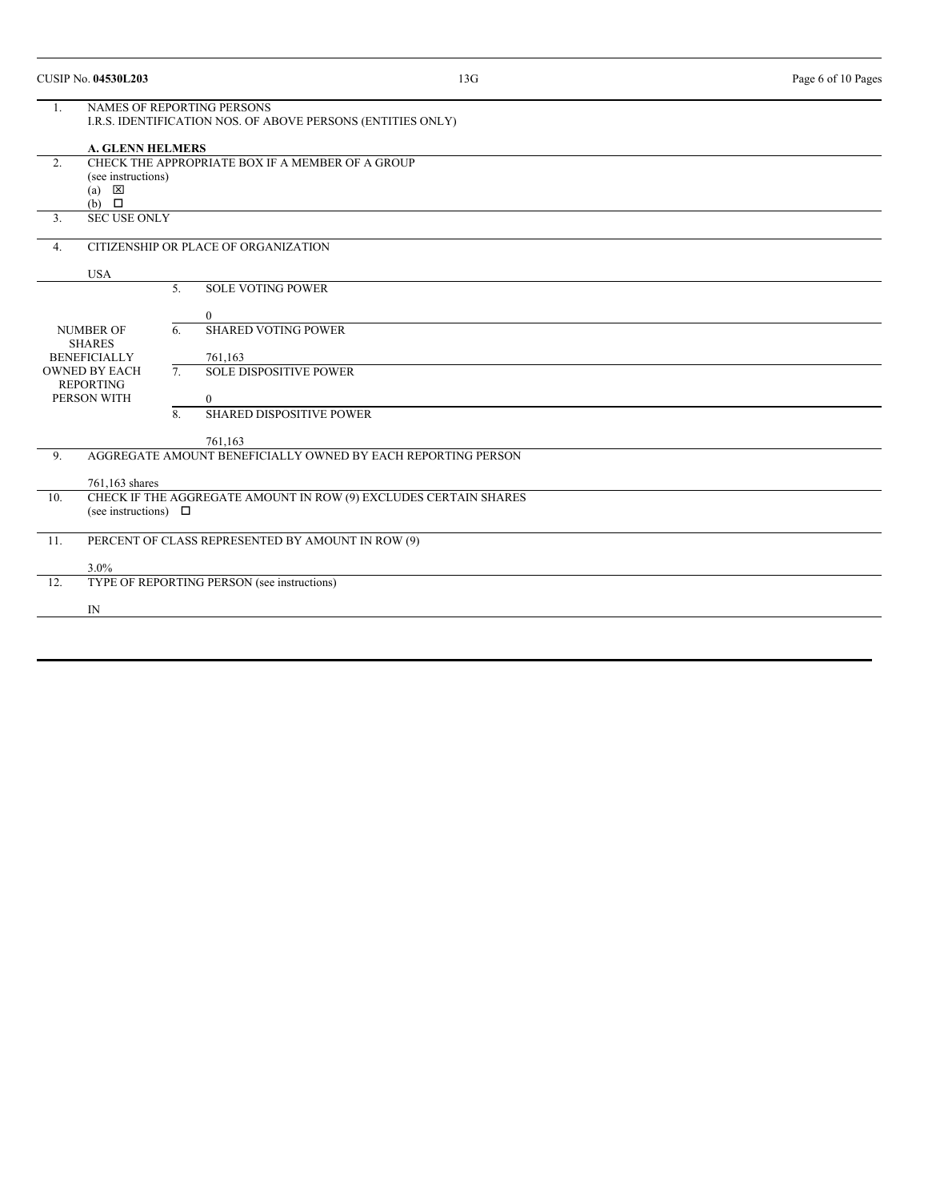CUSIP No. **04530L203**

13G

| | | |
|---|---|---|
| 1. | NAMES OF REPORTING PERSONS<br>I.R.S. IDENTIFICATION NOS. OF ABOVE PERSONS (ENTITIES ONLY)<br><br>**A. GLENN HELMERS** | |
| 2. | CHECK THE APPROPRIATE BOX IF A MEMBER OF A GROUP<br>(see instructions)<br>(a) ☒<br>(b) ☐ | |
| 3. | SEC USE ONLY | |
| 4. | CITIZENSHIP OR PLACE OF ORGANIZATION<br><br>USA | |
| NUMBER OF SHARES BENEFICIALLY OWNED BY EACH REPORTING PERSON WITH | 5. | SOLE VOTING POWER<br><br>0 |
| | 6. | SHARED VOTING POWER<br><br>761,163 |
| | 7. | SOLE DISPOSITIVE POWER<br><br>0 |
| | 8. | SHARED DISPOSITIVE POWER<br><br>761,163 |
| 9. | AGGREGATE AMOUNT BENEFICIALLY OWNED BY EACH REPORTING PERSON<br><br>761,163 shares | |
| 10. | CHECK IF THE AGGREGATE AMOUNT IN ROW (9) EXCLUDES CERTAIN SHARES<br>(see instructions) ☐ | |
| 11. | PERCENT OF CLASS REPRESENTED BY AMOUNT IN ROW (9)<br><br>3.0% | |
| 12. | TYPE OF REPORTING PERSON (see instructions)<br><br>IN | |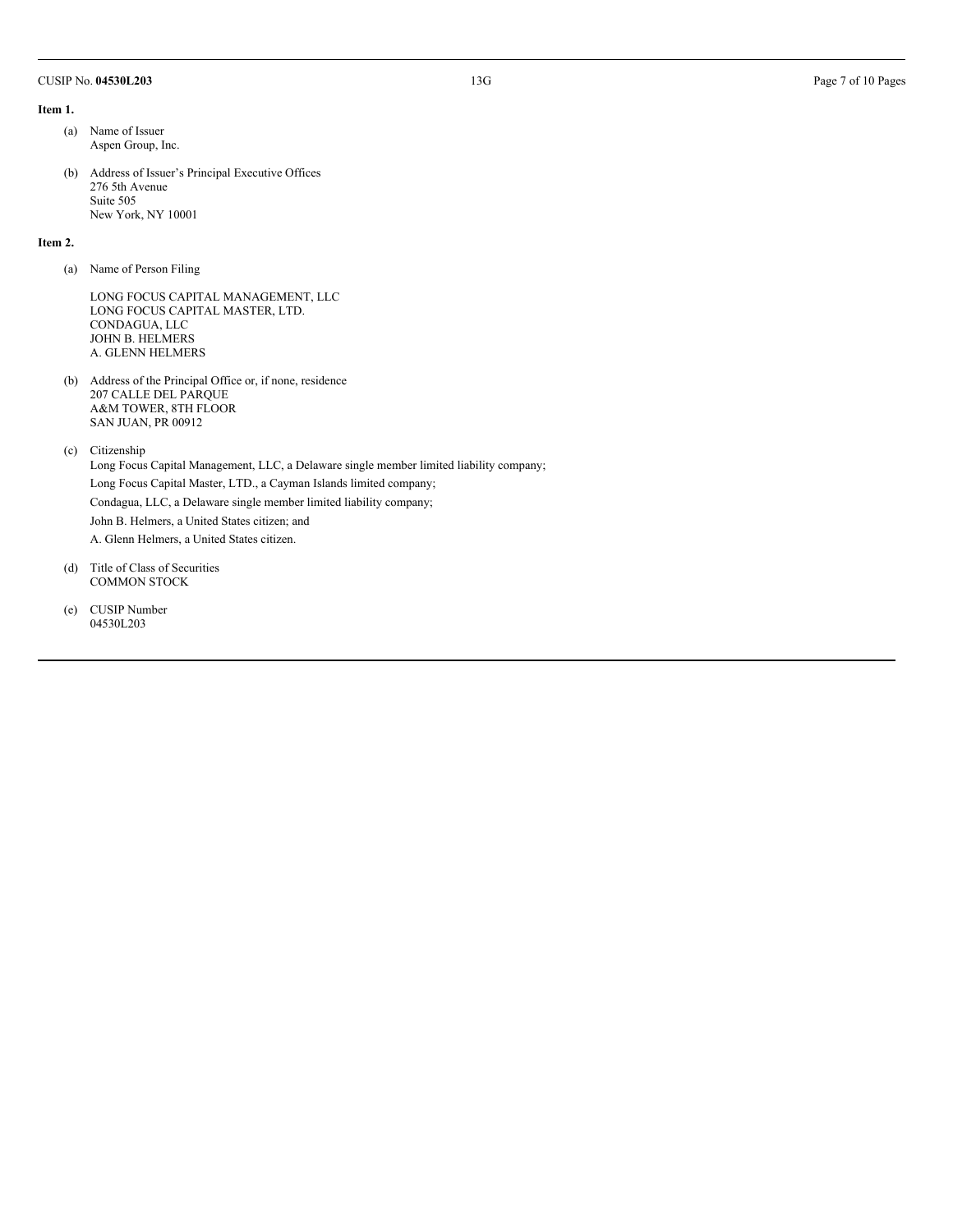**Item 1.**

(a) Name of Issuer
Aspen Group, Inc.

(b) Address of Issuer's Principal Executive Offices
276 5th Avenue
Suite 505
New York, NY 10001

**Item 2.**

(a) Name of Person Filing

LONG FOCUS CAPITAL MANAGEMENT, LLC
LONG FOCUS CAPITAL MASTER, LTD.
CONDAGUA, LLC
JOHN B. HELMERS
A. GLENN HELMERS

(b) Address of the Principal Office or, if none, residence
207 CALLE DEL PARQUE
A&M TOWER, 8TH FLOOR
SAN JUAN, PR 00912

(c) Citizenship
Long Focus Capital Management, LLC, a Delaware single member limited liability company;

Long Focus Capital Master, LTD., a Cayman Islands limited company;

Condagua, LLC, a Delaware single member limited liability company;

John B. Helmers, a United States citizen; and

A. Glenn Helmers, a United States citizen.

(d) Title of Class of Securities
COMMON STOCK

(e) CUSIP Number
04530L203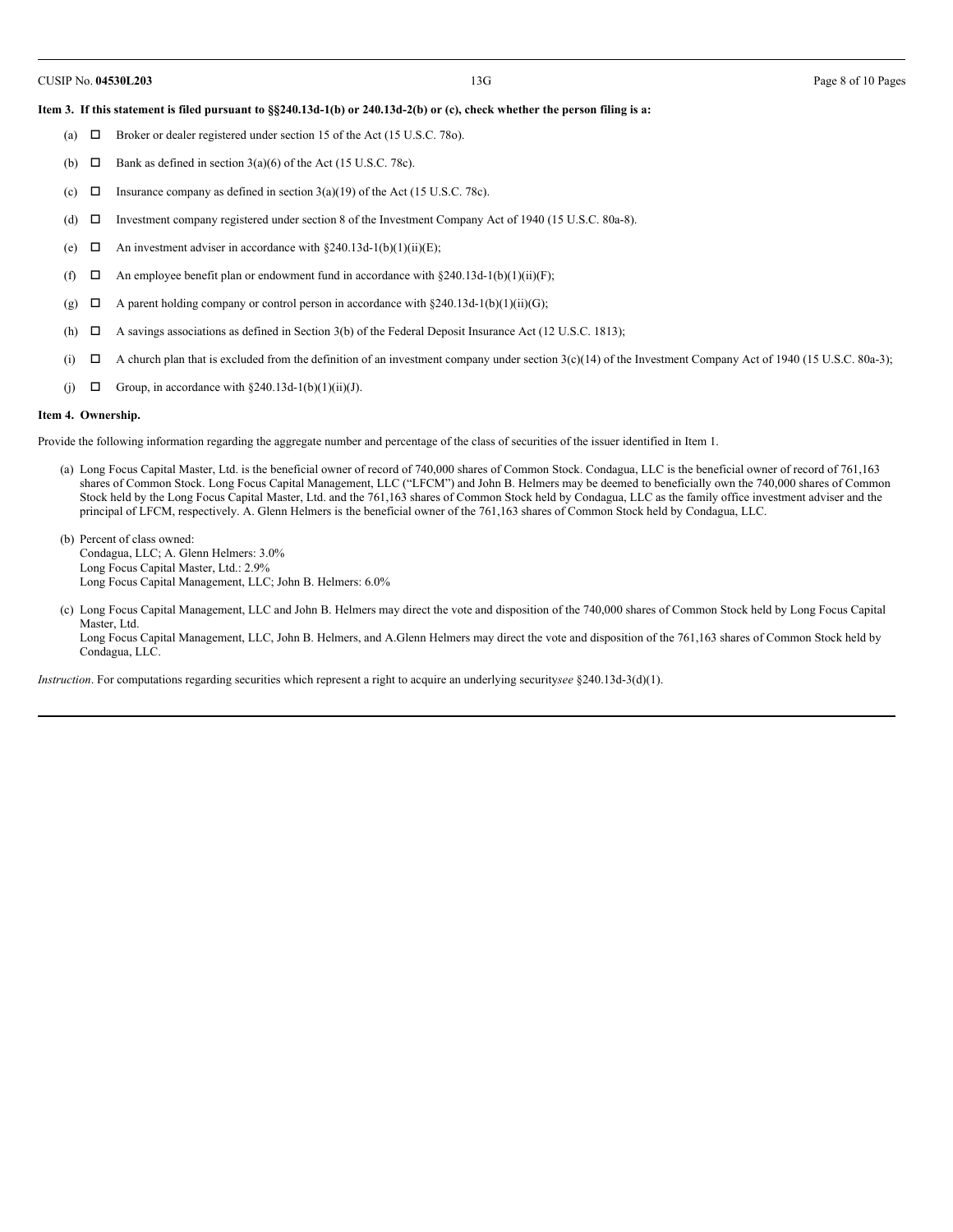**Item 3. If this statement is filed pursuant to §§240.13d-1(b) or 240.13d-2(b) or (c), check whether the person filing is a:**

(a) ☐ Broker or dealer registered under section 15 of the Act (15 U.S.C. 78o).

(b) ☐ Bank as defined in section 3(a)(6) of the Act (15 U.S.C. 78c).

(c) ☐ Insurance company as defined in section 3(a)(19) of the Act (15 U.S.C. 78c).

(d) ☐ Investment company registered under section 8 of the Investment Company Act of 1940 (15 U.S.C. 80a-8).

(e) ☐ An investment adviser in accordance with §240.13d-1(b)(1)(ii)(E);

(f) ☐ An employee benefit plan or endowment fund in accordance with §240.13d-1(b)(1)(ii)(F);

(g) ☐ A parent holding company or control person in accordance with §240.13d-1(b)(1)(ii)(G);

(h) ☐ A savings associations as defined in Section 3(b) of the Federal Deposit Insurance Act (12 U.S.C. 1813);

(i) ☐ A church plan that is excluded from the definition of an investment company under section 3(c)(14) of the Investment Company Act of 1940 (15 U.S.C. 80a-3);

(j) ☐ Group, in accordance with §240.13d-1(b)(1)(ii)(J).

**Item 4. Ownership.**

Provide the following information regarding the aggregate number and percentage of the class of securities of the issuer identified in Item 1.

(a) Long Focus Capital Master, Ltd. is the beneficial owner of record of 740,000 shares of Common Stock. Condagua, LLC is the beneficial owner of record of 761,163 shares of Common Stock. Long Focus Capital Management, LLC ("LFCM") and John B. Helmers may be deemed to beneficially own the 740,000 shares of Common Stock held by the Long Focus Capital Master, Ltd. and the 761,163 shares of Common Stock held by Condagua, LLC as the family office investment adviser and the principal of LFCM, respectively. A. Glenn Helmers is the beneficial owner of the 761,163 shares of Common Stock held by Condagua, LLC.

(b) Percent of class owned:
Condagua, LLC; A. Glenn Helmers: 3.0%
Long Focus Capital Master, Ltd.: 2.9%
Long Focus Capital Management, LLC; John B. Helmers: 6.0%

(c) Long Focus Capital Management, LLC and John B. Helmers may direct the vote and disposition of the 740,000 shares of Common Stock held by Long Focus Capital Master, Ltd.
Long Focus Capital Management, LLC, John B. Helmers, and A.Glenn Helmers may direct the vote and disposition of the 761,163 shares of Common Stock held by Condagua, LLC.

*Instruction*. For computations regarding securities which represent a right to acquire an underlying security*see* §240.13d-3(d)(1).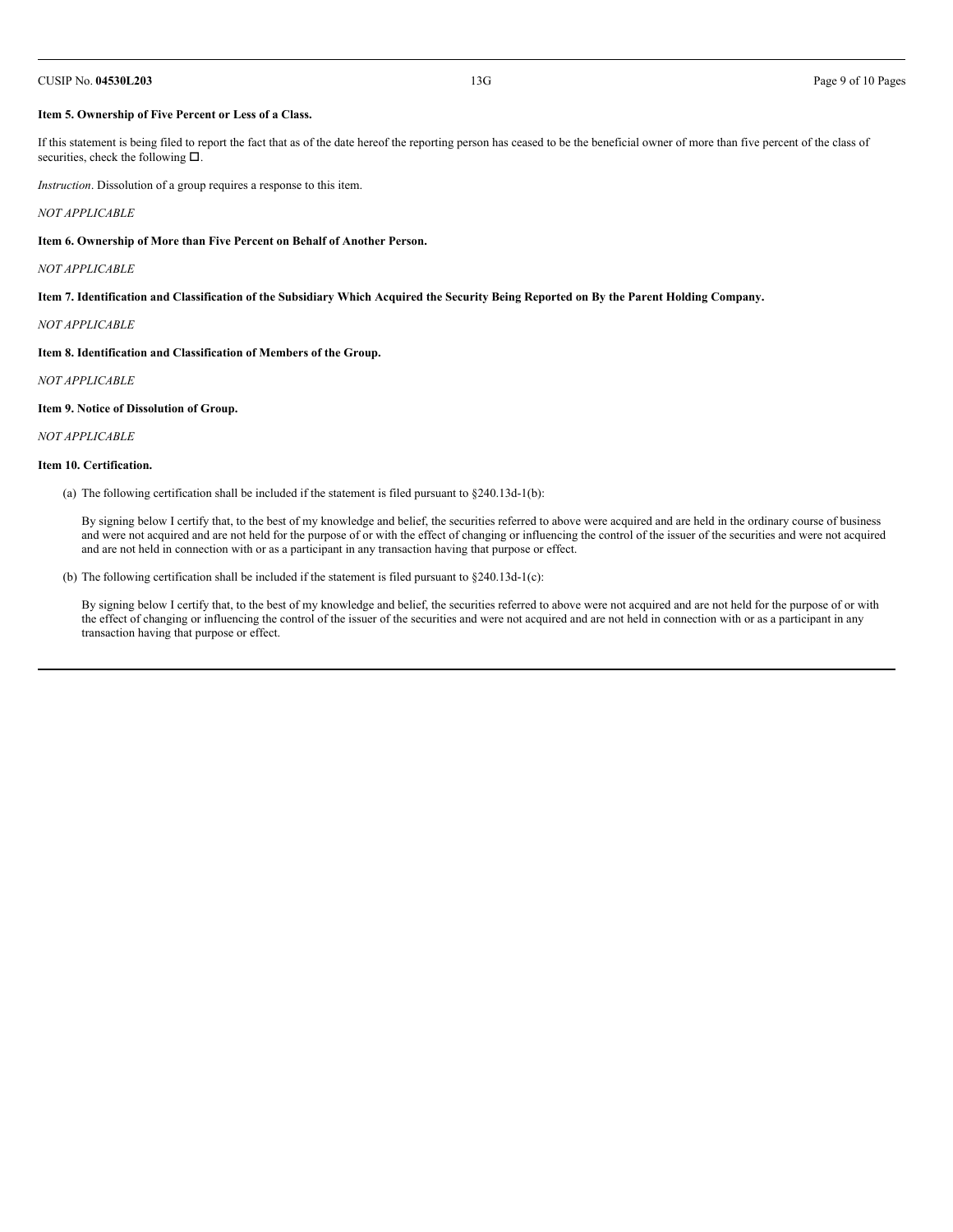**Item 5. Ownership of Five Percent or Less of a Class.**

If this statement is being filed to report the fact that as of the date hereof the reporting person has ceased to be the beneficial owner of more than five percent of the class of securities, check the following ☐.

*Instruction*. Dissolution of a group requires a response to this item.

*NOT APPLICABLE*

**Item 6. Ownership of More than Five Percent on Behalf of Another Person.**

*NOT APPLICABLE*

**Item 7. Identification and Classification of the Subsidiary Which Acquired the Security Being Reported on By the Parent Holding Company.**

*NOT APPLICABLE*

**Item 8. Identification and Classification of Members of the Group.**

*NOT APPLICABLE*

**Item 9. Notice of Dissolution of Group.**

*NOT APPLICABLE*

**Item 10. Certification.**

(a) The following certification shall be included if the statement is filed pursuant to §240.13d-1(b):

By signing below I certify that, to the best of my knowledge and belief, the securities referred to above were acquired and are held in the ordinary course of business and were not acquired and are not held for the purpose of or with the effect of changing or influencing the control of the issuer of the securities and were not acquired and are not held in connection with or as a participant in any transaction having that purpose or effect.

(b) The following certification shall be included if the statement is filed pursuant to §240.13d-1(c):

By signing below I certify that, to the best of my knowledge and belief, the securities referred to above were not acquired and are not held for the purpose of or with the effect of changing or influencing the control of the issuer of the securities and were not acquired and are not held in connection with or as a participant in any transaction having that purpose or effect.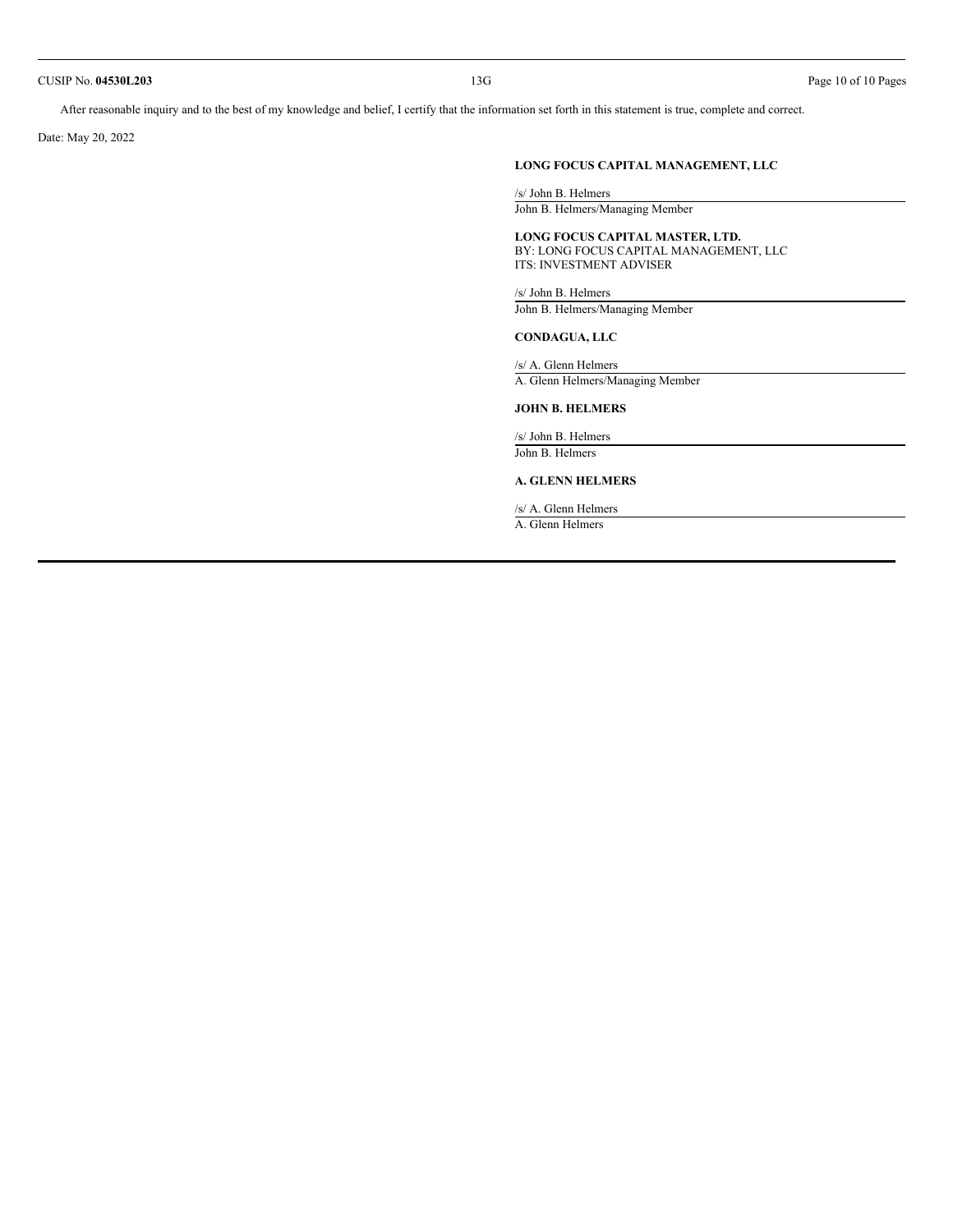After reasonable inquiry and to the best of my knowledge and belief, I certify that the information set forth in this statement is true, complete and correct.

Date: May 20, 2022

**LONG FOCUS CAPITAL MANAGEMENT, LLC**

/s/ John B. Helmers

John B. Helmers/Managing Member

**LONG FOCUS CAPITAL MASTER, LTD.**
BY: LONG FOCUS CAPITAL MANAGEMENT, LLC
ITS: INVESTMENT ADVISER

/s/ John B. Helmers

John B. Helmers/Managing Member

**CONDAGUA, LLC**

/s/ A. Glenn Helmers

A. Glenn Helmers/Managing Member

**JOHN B. HELMERS**

/s/ John B. Helmers

John B. Helmers

**A. GLENN HELMERS**

/s/ A. Glenn Helmers

A. Glenn Helmers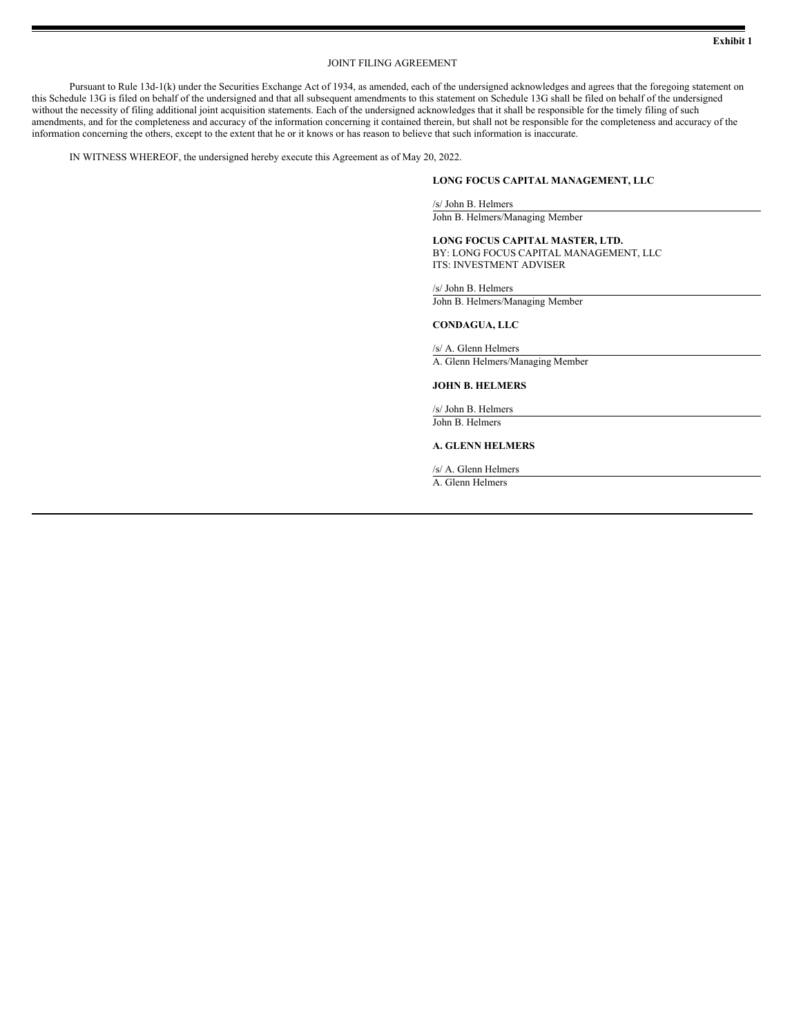**Exhibit 1**

JOINT FILING AGREEMENT

Pursuant to Rule 13d-1(k) under the Securities Exchange Act of 1934, as amended, each of the undersigned acknowledges and agrees that the foregoing statement on this Schedule 13G is filed on behalf of the undersigned and that all subsequent amendments to this statement on Schedule 13G shall be filed on behalf of the undersigned without the necessity of filing additional joint acquisition statements. Each of the undersigned acknowledges that it shall be responsible for the timely filing of such amendments, and for the completeness and accuracy of the information concerning it contained therein, but shall not be responsible for the completeness and accuracy of the information concerning the others, except to the extent that he or it knows or has reason to believe that such information is inaccurate.

IN WITNESS WHEREOF, the undersigned hereby execute this Agreement as of May 20, 2022.

**LONG FOCUS CAPITAL MANAGEMENT, LLC**

/s/ John B. Helmers
John B. Helmers/Managing Member

**LONG FOCUS CAPITAL MASTER, LTD.**
BY: LONG FOCUS CAPITAL MANAGEMENT, LLC
ITS: INVESTMENT ADVISER

/s/ John B. Helmers
John B. Helmers/Managing Member

**CONDAGUA, LLC**

/s/ A. Glenn Helmers
A. Glenn Helmers/Managing Member

**JOHN B. HELMERS**

/s/ John B. Helmers
John B. Helmers

**A. GLENN HELMERS**

/s/ A. Glenn Helmers
A. Glenn Helmers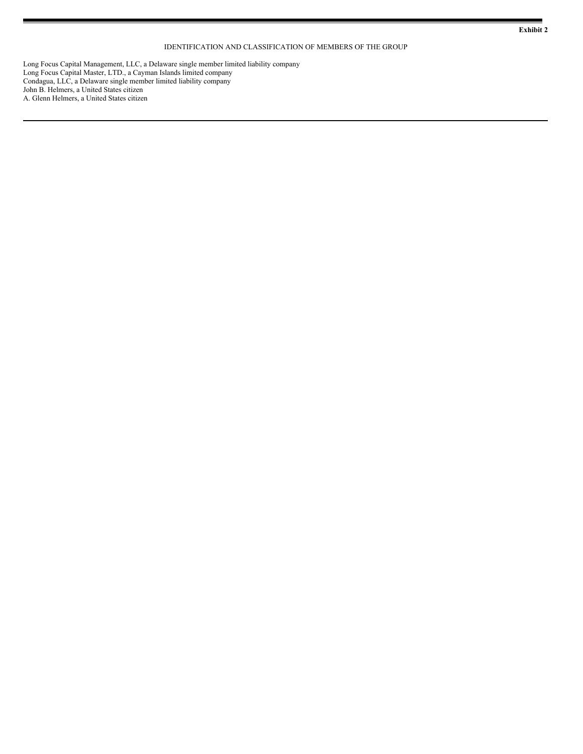**Exhibit 2**

IDENTIFICATION AND CLASSIFICATION OF MEMBERS OF THE GROUP

Long Focus Capital Management, LLC, a Delaware single member limited liability company
Long Focus Capital Master, LTD., a Cayman Islands limited company
Condagua, LLC, a Delaware single member limited liability company
John B. Helmers, a United States citizen
A. Glenn Helmers, a United States citizen